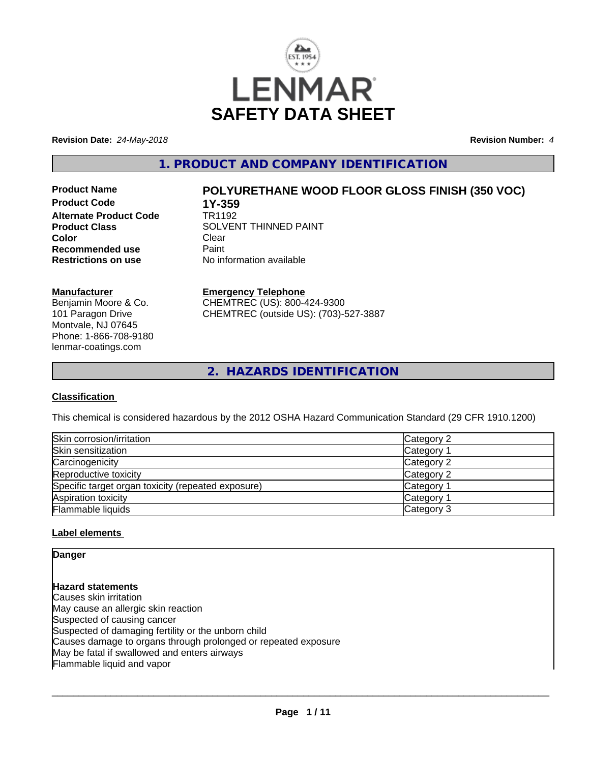# SAFETY DATA SHEET

**Revision Date:** *24-May-2018* **Revision Number:** *4*

## 1. PRODUCT AND COMPANY IDENTIFICATION

**Product Name** POLYURETHANE WOOD FLOOR GLOSS FINISH (350 VOC)
**Product Code** 1Y-359
**Alternate Product Code** TR1192
**Product Class** SOLVENT THINNED PAINT
**Color** Clear
**Recommended use** Paint
**Restrictions on use** No information available

**Manufacturer**
Benjamin Moore & Co.
101 Paragon Drive
Montvale, NJ 07645
Phone: 1-866-708-9180
lenmar-coatings.com

**Emergency Telephone**
CHEMTREC (US): 800-424-9300
CHEMTREC (outside US): (703)-527-3887

## 2. HAZARDS IDENTIFICATION

### Classification

This chemical is considered hazardous by the 2012 OSHA Hazard Communication Standard (29 CFR 1910.1200)

| Hazard | Category |
|---|---|
| Skin corrosion/irritation | Category 2 |
| Skin sensitization | Category 1 |
| Carcinogenicity | Category 2 |
| Reproductive toxicity | Category 2 |
| Specific target organ toxicity (repeated exposure) | Category 1 |
| Aspiration toxicity | Category 1 |
| Flammable liquids | Category 3 |

### Label elements

**Danger**

**Hazard statements**
Causes skin irritation
May cause an allergic skin reaction
Suspected of causing cancer
Suspected of damaging fertility or the unborn child
Causes damage to organs through prolonged or repeated exposure
May be fatal if swallowed and enters airways
Flammable liquid and vapor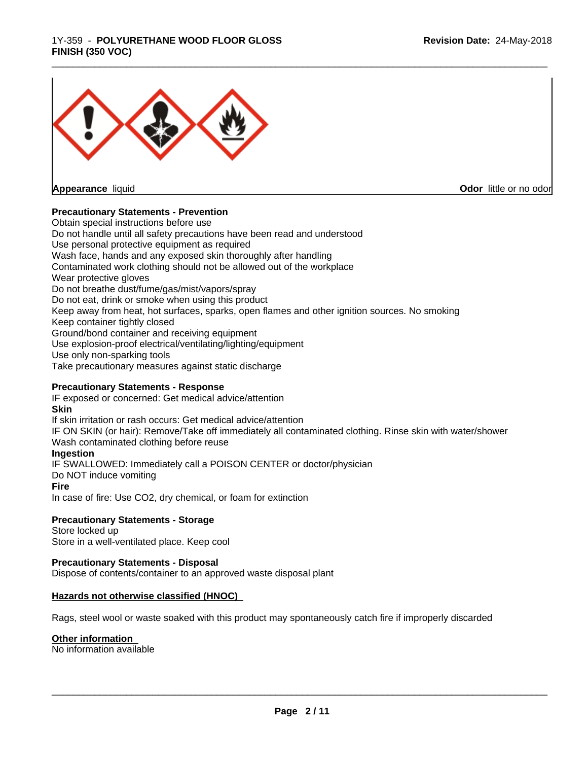**Appearance** liquid **Odor** little or no odor

**Precautionary Statements - Prevention**

Obtain special instructions before use
Do not handle until all safety precautions have been read and understood
Use personal protective equipment as required
Wash face, hands and any exposed skin thoroughly after handling
Contaminated work clothing should not be allowed out of the workplace
Wear protective gloves
Do not breathe dust/fume/gas/mist/vapors/spray
Do not eat, drink or smoke when using this product
Keep away from heat, hot surfaces, sparks, open flames and other ignition sources. No smoking
Keep container tightly closed
Ground/bond container and receiving equipment
Use explosion-proof electrical/ventilating/lighting/equipment
Use only non-sparking tools
Take precautionary measures against static discharge

**Precautionary Statements - Response**

IF exposed or concerned: Get medical advice/attention

**Skin**

If skin irritation or rash occurs: Get medical advice/attention
IF ON SKIN (or hair): Remove/Take off immediately all contaminated clothing. Rinse skin with water/shower
Wash contaminated clothing before reuse

**Ingestion**

IF SWALLOWED: Immediately call a POISON CENTER or doctor/physician
Do NOT induce vomiting

**Fire**

In case of fire: Use CO2, dry chemical, or foam for extinction

**Precautionary Statements - Storage**

Store locked up
Store in a well-ventilated place. Keep cool

**Precautionary Statements - Disposal**

Dispose of contents/container to an approved waste disposal plant

**Hazards not otherwise classified (HNOC)**

Rags, steel wool or waste soaked with this product may spontaneously catch fire if improperly discarded

**Other information**

No information available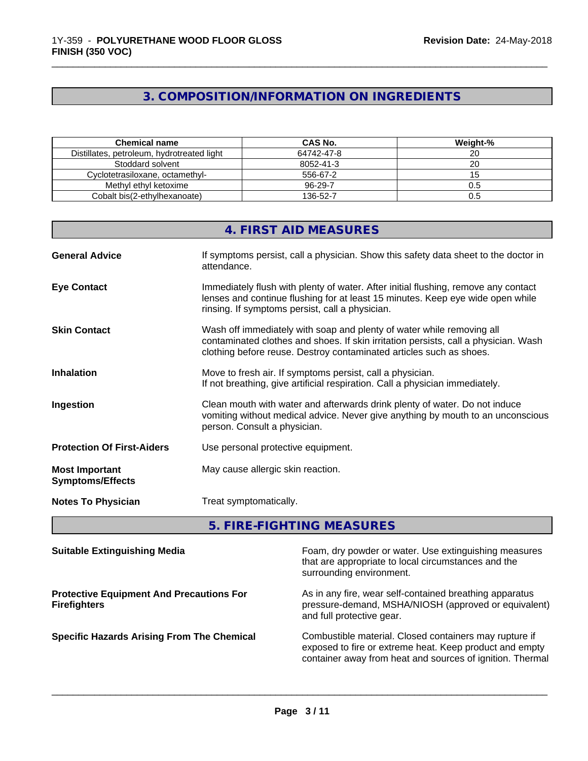## 3. COMPOSITION/INFORMATION ON INGREDIENTS

| Chemical name | CAS No. | Weight-% |
|---|---|---|
| Distillates, petroleum, hydrotreated light | 64742-47-8 | 20 |
| Stoddard solvent | 8052-41-3 | 20 |
| Cyclotetrasiloxane, octamethyl- | 556-67-2 | 15 |
| Methyl ethyl ketoxime | 96-29-7 | 0.5 |
| Cobalt bis(2-ethylhexanoate) | 136-52-7 | 0.5 |

## 4. FIRST AID MEASURES

**General Advice**
If symptoms persist, call a physician. Show this safety data sheet to the doctor in attendance.

**Eye Contact**
Immediately flush with plenty of water. After initial flushing, remove any contact lenses and continue flushing for at least 15 minutes. Keep eye wide open while rinsing. If symptoms persist, call a physician.

**Skin Contact**
Wash off immediately with soap and plenty of water while removing all contaminated clothes and shoes. If skin irritation persists, call a physician. Wash clothing before reuse. Destroy contaminated articles such as shoes.

**Inhalation**
Move to fresh air. If symptoms persist, call a physician.
If not breathing, give artificial respiration. Call a physician immediately.

**Ingestion**
Clean mouth with water and afterwards drink plenty of water. Do not induce vomiting without medical advice. Never give anything by mouth to an unconscious person. Consult a physician.

**Protection Of First-Aiders**
Use personal protective equipment.

**Most Important Symptoms/Effects**
May cause allergic skin reaction.

**Notes To Physician**
Treat symptomatically.

## 5. FIRE-FIGHTING MEASURES

**Suitable Extinguishing Media**
Foam, dry powder or water. Use extinguishing measures that are appropriate to local circumstances and the surrounding environment.

**Protective Equipment And Precautions For Firefighters**
As in any fire, wear self-contained breathing apparatus pressure-demand, MSHA/NIOSH (approved or equivalent) and full protective gear.

**Specific Hazards Arising From The Chemical**
Combustible material. Closed containers may rupture if exposed to fire or extreme heat. Keep product and empty container away from heat and sources of ignition. Thermal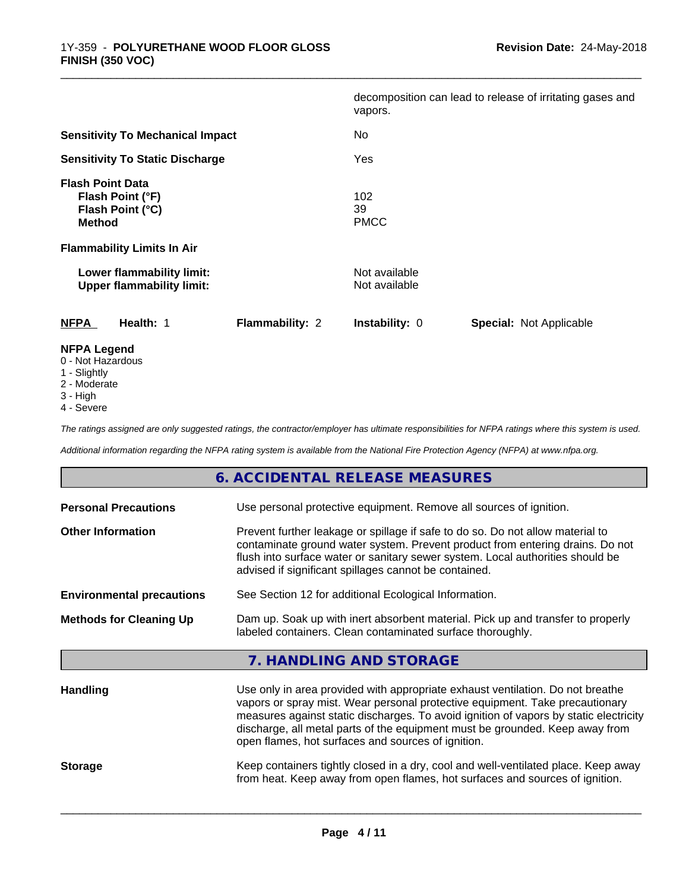| | |
|---|---|
| | decomposition can lead to release of irritating gases and vapors. |
| **Sensitivity To Mechanical Impact** | No |
| **Sensitivity To Static Discharge** | Yes |
| **Flash Point Data** | |
| **Flash Point (°F)** | 102 |
| **Flash Point (°C)** | 39 |
| **Method** | PMCC |
| **Flammability Limits In Air** | |
| **Lower flammability limit:** | Not available |
| **Upper flammability limit:** | Not available |

| **NFPA** | **Health:** 1 | **Flammability:** 2 | **Instability:** 0 | **Special:** Not Applicable |
|---|---|---|---|---|

**NFPA Legend**
- 0 - Not Hazardous
- 1 - Slightly
- 2 - Moderate
- 3 - High
- 4 - Severe

*The ratings assigned are only suggested ratings, the contractor/employer has ultimate responsibilities for NFPA ratings where this system is used.*

*Additional information regarding the NFPA rating system is available from the National Fire Protection Agency (NFPA) at www.nfpa.org.*

## 6. ACCIDENTAL RELEASE MEASURES

| | |
|---|---|
| **Personal Precautions** | Use personal protective equipment. Remove all sources of ignition. |
| **Other Information** | Prevent further leakage or spillage if safe to do so. Do not allow material to contaminate ground water system. Prevent product from entering drains. Do not flush into surface water or sanitary sewer system. Local authorities should be advised if significant spillages cannot be contained. |
| **Environmental precautions** | See Section 12 for additional Ecological Information. |
| **Methods for Cleaning Up** | Dam up. Soak up with inert absorbent material. Pick up and transfer to properly labeled containers. Clean contaminated surface thoroughly. |

## 7. HANDLING AND STORAGE

| | |
|---|---|
| **Handling** | Use only in area provided with appropriate exhaust ventilation. Do not breathe vapors or spray mist. Wear personal protective equipment. Take precautionary measures against static discharges. To avoid ignition of vapors by static electricity discharge, all metal parts of the equipment must be grounded. Keep away from open flames, hot surfaces and sources of ignition. |
| **Storage** | Keep containers tightly closed in a dry, cool and well-ventilated place. Keep away from heat. Keep away from open flames, hot surfaces and sources of ignition. |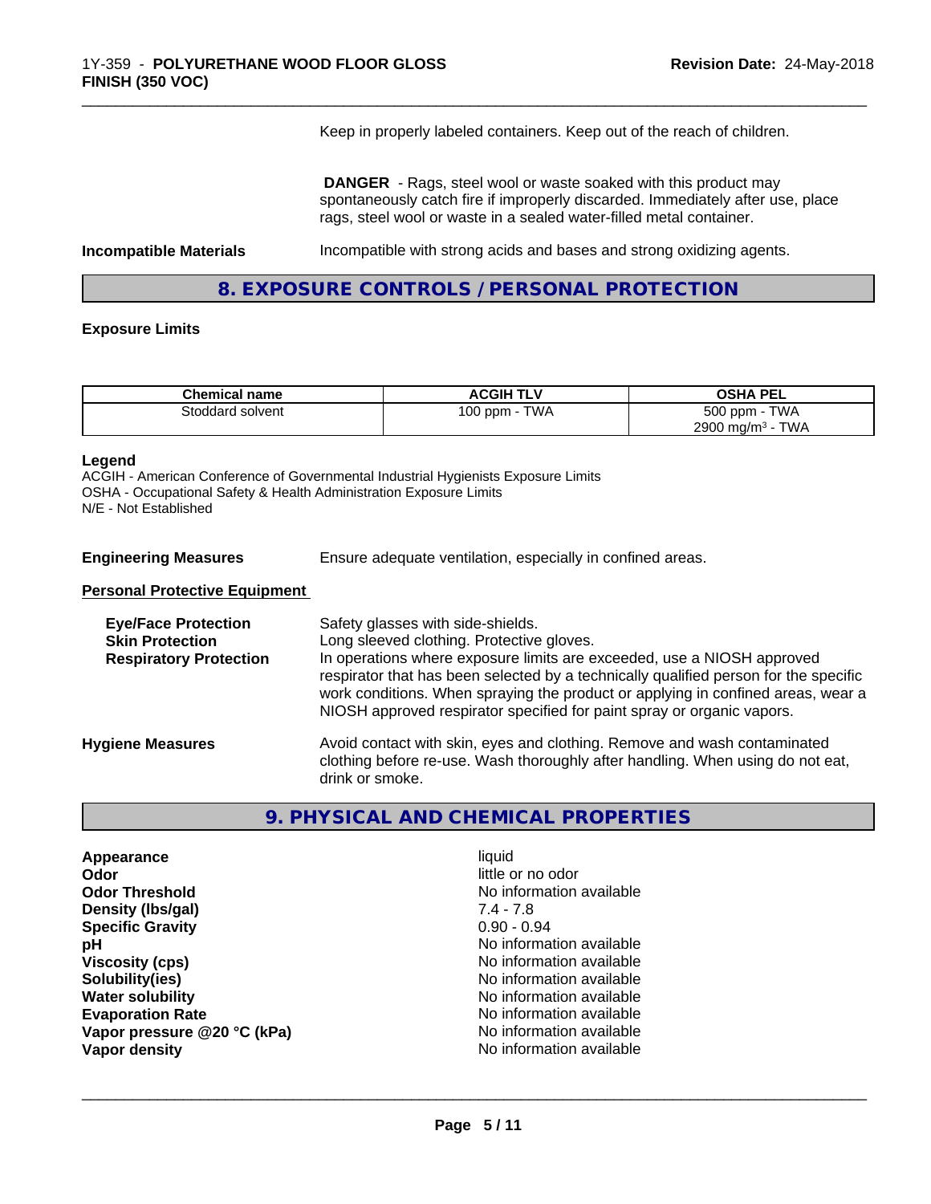Keep in properly labeled containers. Keep out of the reach of children.

**DANGER** - Rags, steel wool or waste soaked with this product may spontaneously catch fire if improperly discarded. Immediately after use, place rags, steel wool or waste in a sealed water-filled metal container.

**Incompatible Materials** Incompatible with strong acids and bases and strong oxidizing agents.

## 8. EXPOSURE CONTROLS / PERSONAL PROTECTION

**Exposure Limits**

| Chemical name | ACGIH TLV | OSHA PEL |
|---|---|---|
| Stoddard solvent | 100 ppm - TWA | 500 ppm - TWA<br>2900 mg/m³ - TWA |

**Legend**

ACGIH - American Conference of Governmental Industrial Hygienists Exposure Limits
OSHA - Occupational Safety & Health Administration Exposure Limits
N/E - Not Established

**Engineering Measures** Ensure adequate ventilation, especially in confined areas.

**Personal Protective Equipment**

**Eye/Face Protection** Safety glasses with side-shields.

**Skin Protection** Long sleeved clothing. Protective gloves.

**Respiratory Protection** In operations where exposure limits are exceeded, use a NIOSH approved respirator that has been selected by a technically qualified person for the specific work conditions. When spraying the product or applying in confined areas, wear a NIOSH approved respirator specified for paint spray or organic vapors.

**Hygiene Measures** Avoid contact with skin, eyes and clothing. Remove and wash contaminated clothing before re-use. Wash thoroughly after handling. When using do not eat, drink or smoke.

## 9. PHYSICAL AND CHEMICAL PROPERTIES

| | |
|---|---|
| **Appearance** | liquid |
| **Odor** | little or no odor |
| **Odor Threshold** | No information available |
| **Density (lbs/gal)** | 7.4 - 7.8 |
| **Specific Gravity** | 0.90 - 0.94 |
| **pH** | No information available |
| **Viscosity (cps)** | No information available |
| **Solubility(ies)** | No information available |
| **Water solubility** | No information available |
| **Evaporation Rate** | No information available |
| **Vapor pressure @20 °C (kPa)** | No information available |
| **Vapor density** | No information available |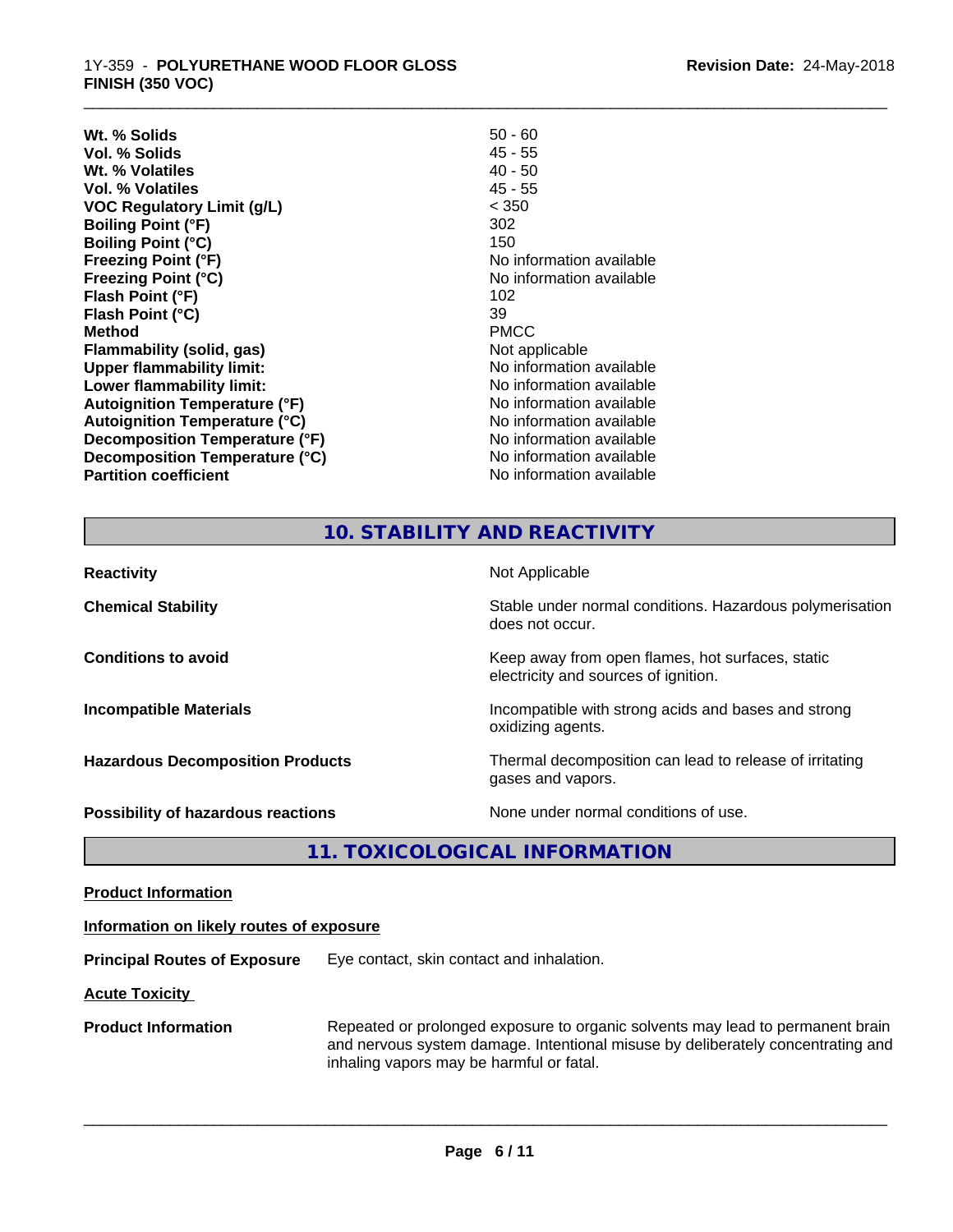| | |
|---|---|
| **Wt. % Solids** | 50 - 60 |
| **Vol. % Solids** | 45 - 55 |
| **Wt. % Volatiles** | 40 - 50 |
| **Vol. % Volatiles** | 45 - 55 |
| **VOC Regulatory Limit (g/L)** | < 350 |
| **Boiling Point (°F)** | 302 |
| **Boiling Point (°C)** | 150 |
| **Freezing Point (°F)** | No information available |
| **Freezing Point (°C)** | No information available |
| **Flash Point (°F)** | 102 |
| **Flash Point (°C)** | 39 |
| **Method** | PMCC |
| **Flammability (solid, gas)** | Not applicable |
| **Upper flammability limit:** | No information available |
| **Lower flammability limit:** | No information available |
| **Autoignition Temperature (°F)** | No information available |
| **Autoignition Temperature (°C)** | No information available |
| **Decomposition Temperature (°F)** | No information available |
| **Decomposition Temperature (°C)** | No information available |
| **Partition coefficient** | No information available |

## 10. STABILITY AND REACTIVITY

| | |
|---|---|
| **Reactivity** | Not Applicable |
| **Chemical Stability** | Stable under normal conditions. Hazardous polymerisation does not occur. |
| **Conditions to avoid** | Keep away from open flames, hot surfaces, static electricity and sources of ignition. |
| **Incompatible Materials** | Incompatible with strong acids and bases and strong oxidizing agents. |
| **Hazardous Decomposition Products** | Thermal decomposition can lead to release of irritating gases and vapors. |
| **Possibility of hazardous reactions** | None under normal conditions of use. |

## 11. TOXICOLOGICAL INFORMATION

**Product Information**

**Information on likely routes of exposure**

**Principal Routes of Exposure** Eye contact, skin contact and inhalation.

**Acute Toxicity**

**Product Information** Repeated or prolonged exposure to organic solvents may lead to permanent brain and nervous system damage. Intentional misuse by deliberately concentrating and inhaling vapors may be harmful or fatal.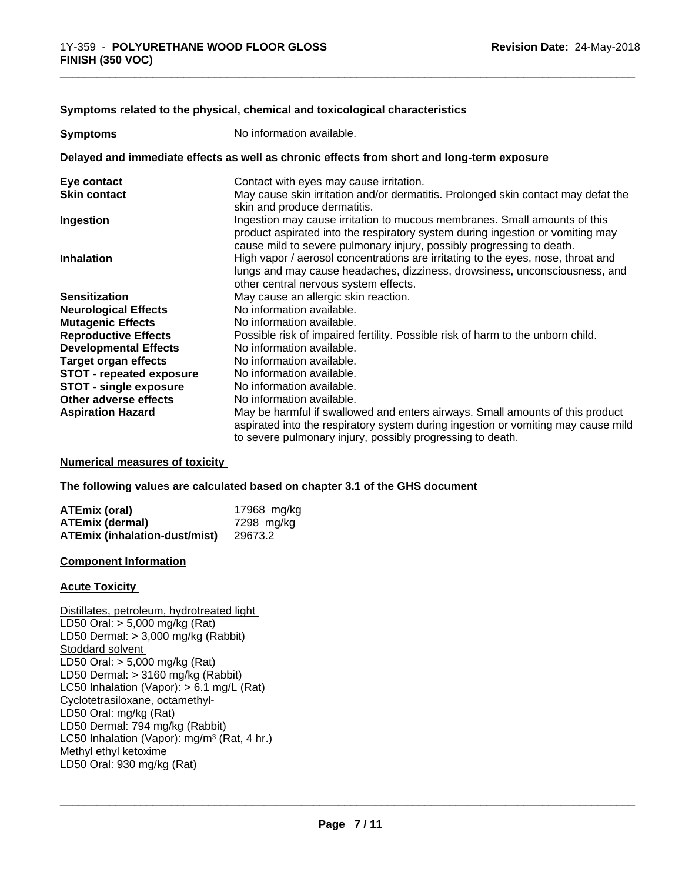### Symptoms related to the physical, chemical and toxicological characteristics

| | |
|---|---|
| **Symptoms** | No information available. |

### Delayed and immediate effects as well as chronic effects from short and long-term exposure

| | |
|---|---|
| **Eye contact** | Contact with eyes may cause irritation. |
| **Skin contact** | May cause skin irritation and/or dermatitis. Prolonged skin contact may defat the skin and produce dermatitis. |
| **Ingestion** | Ingestion may cause irritation to mucous membranes. Small amounts of this product aspirated into the respiratory system during ingestion or vomiting may cause mild to severe pulmonary injury, possibly progressing to death. |
| **Inhalation** | High vapor / aerosol concentrations are irritating to the eyes, nose, throat and lungs and may cause headaches, dizziness, drowsiness, unconsciousness, and other central nervous system effects. |
| **Sensitization** | May cause an allergic skin reaction. |
| **Neurological Effects** | No information available. |
| **Mutagenic Effects** | No information available. |
| **Reproductive Effects** | Possible risk of impaired fertility. Possible risk of harm to the unborn child. |
| **Developmental Effects** | No information available. |
| **Target organ effects** | No information available. |
| **STOT - repeated exposure** | No information available. |
| **STOT - single exposure** | No information available. |
| **Other adverse effects** | No information available. |
| **Aspiration Hazard** | May be harmful if swallowed and enters airways. Small amounts of this product aspirated into the respiratory system during ingestion or vomiting may cause mild to severe pulmonary injury, possibly progressing to death. |

### Numerical measures of toxicity

**The following values are calculated based on chapter 3.1 of the GHS document**

| | |
|---|---|
| **ATEmix (oral)** | 17968 mg/kg |
| **ATEmix (dermal)** | 7298 mg/kg |
| **ATEmix (inhalation-dust/mist)** | 29673.2 |

### Component Information

### Acute Toxicity

Distillates, petroleum, hydrotreated light
LD50 Oral: > 5,000 mg/kg (Rat)
LD50 Dermal: > 3,000 mg/kg (Rabbit)
Stoddard solvent
LD50 Oral: > 5,000 mg/kg (Rat)
LD50 Dermal: > 3160 mg/kg (Rabbit)
LC50 Inhalation (Vapor): > 6.1 mg/L (Rat)
Cyclotetrasiloxane, octamethyl-
LD50 Oral: mg/kg (Rat)
LD50 Dermal: 794 mg/kg (Rabbit)
LC50 Inhalation (Vapor): mg/m³ (Rat, 4 hr.)
Methyl ethyl ketoxime
LD50 Oral: 930 mg/kg (Rat)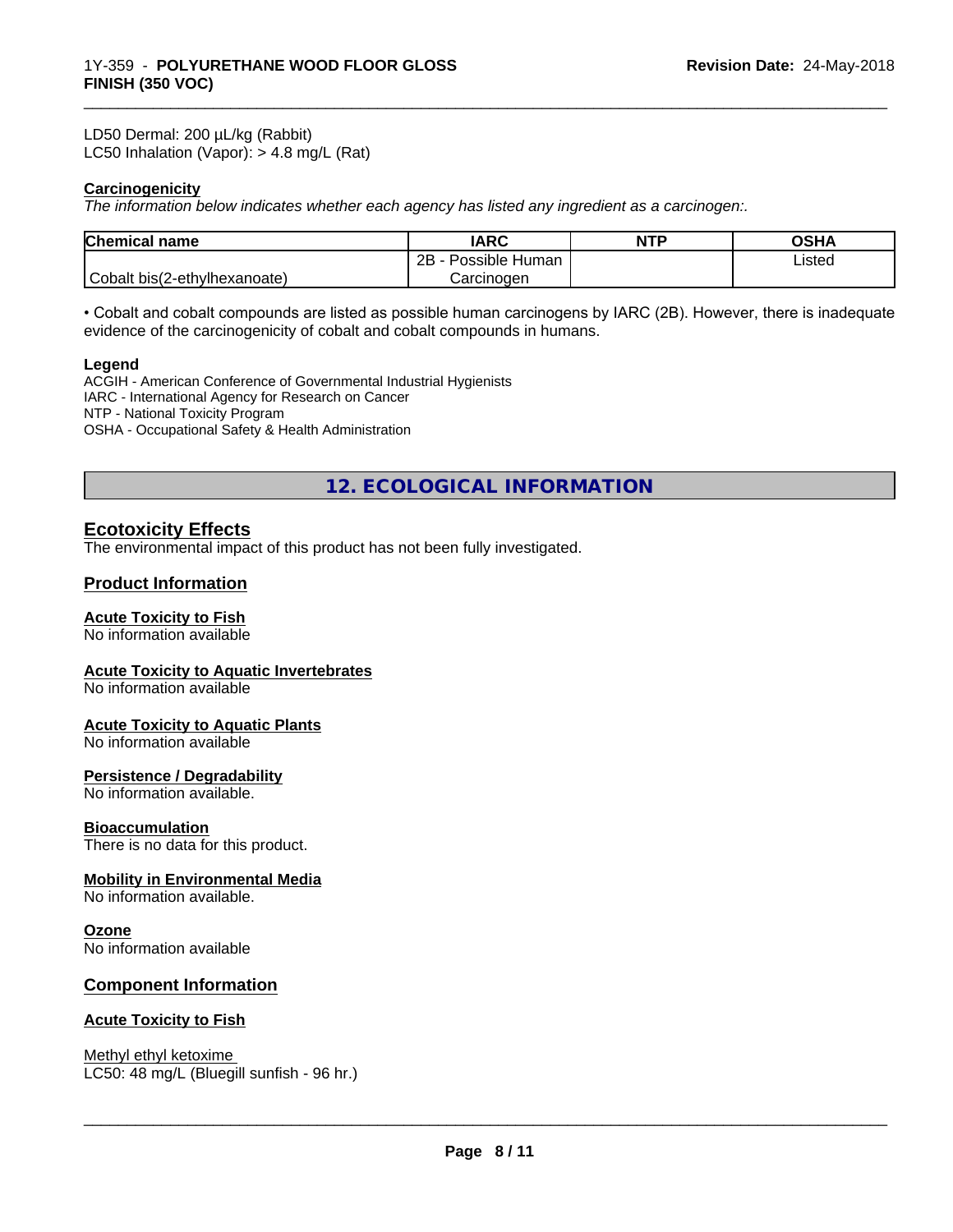LD50 Dermal: 200 µL/kg (Rabbit)
LC50 Inhalation (Vapor): > 4.8 mg/L (Rat)

**Carcinogenicity**

*The information below indicates whether each agency has listed any ingredient as a carcinogen:.*

| Chemical name | IARC | NTP | OSHA |
|---|---|---|---|
| Cobalt bis(2-ethylhexanoate) | 2B - Possible Human Carcinogen | | Listed |

• Cobalt and cobalt compounds are listed as possible human carcinogens by IARC (2B). However, there is inadequate evidence of the carcinogenicity of cobalt and cobalt compounds in humans.

**Legend**

ACGIH - American Conference of Governmental Industrial Hygienists
IARC - International Agency for Research on Cancer
NTP - National Toxicity Program
OSHA - Occupational Safety & Health Administration

## 12. ECOLOGICAL INFORMATION

### Ecotoxicity Effects

The environmental impact of this product has not been fully investigated.

### Product Information

**Acute Toxicity to Fish**
No information available

**Acute Toxicity to Aquatic Invertebrates**
No information available

**Acute Toxicity to Aquatic Plants**
No information available

**Persistence / Degradability**
No information available.

**Bioaccumulation**
There is no data for this product.

**Mobility in Environmental Media**
No information available.

**Ozone**
No information available

### Component Information

**Acute Toxicity to Fish**

Methyl ethyl ketoxime
LC50: 48 mg/L (Bluegill sunfish - 96 hr.)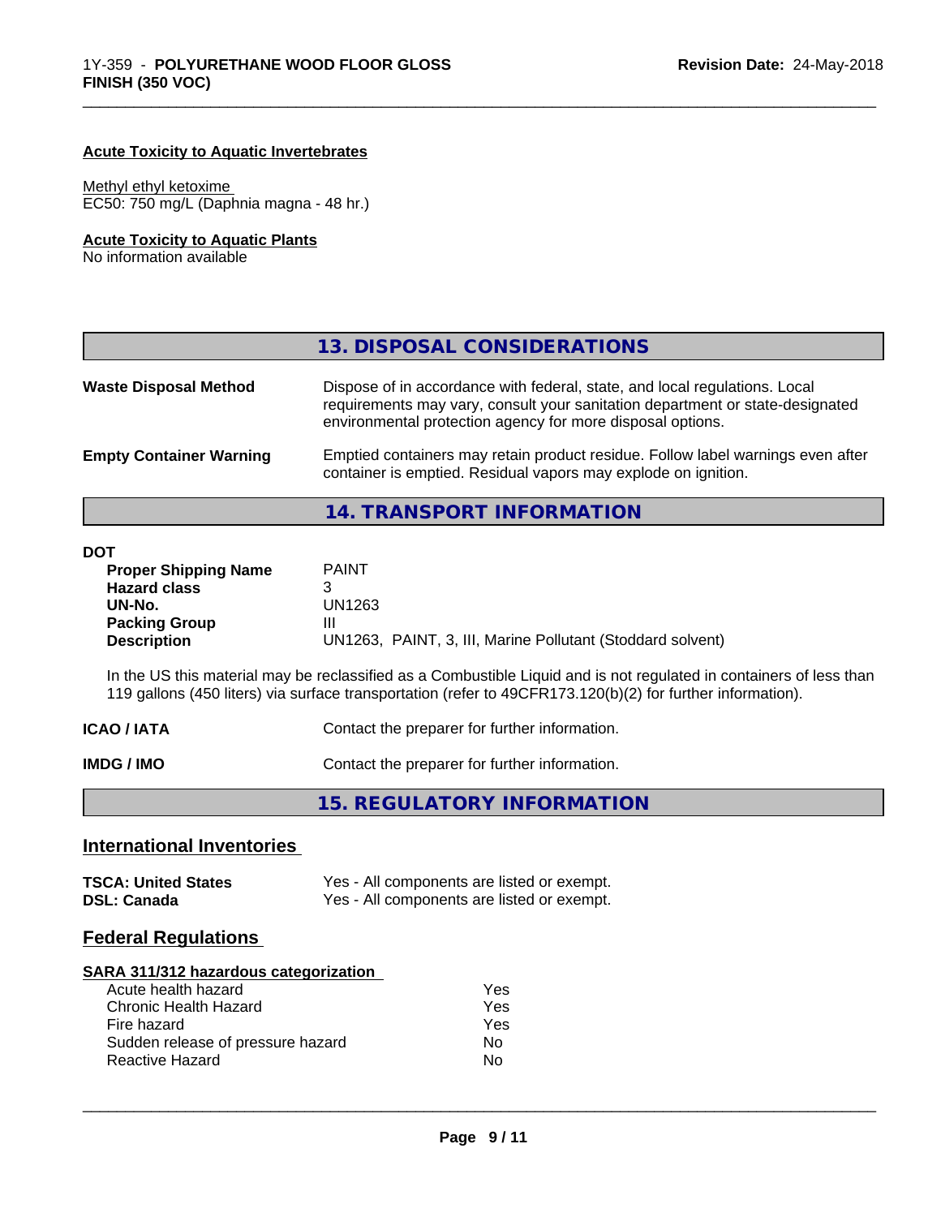#### Acute Toxicity to Aquatic Invertebrates

Methyl ethyl ketoxime
EC50: 750 mg/L (Daphnia magna - 48 hr.)

#### Acute Toxicity to Aquatic Plants

No information available

## 13. DISPOSAL CONSIDERATIONS

**Waste Disposal Method** Dispose of in accordance with federal, state, and local regulations. Local requirements may vary, consult your sanitation department or state-designated environmental protection agency for more disposal options.

**Empty Container Warning** Emptied containers may retain product residue. Follow label warnings even after container is emptied. Residual vapors may explode on ignition.

## 14. TRANSPORT INFORMATION

**DOT**

| | |
|---|---|
| **Proper Shipping Name** | PAINT |
| **Hazard class** | 3 |
| **UN-No.** | UN1263 |
| **Packing Group** | III |
| **Description** | UN1263, PAINT, 3, III, Marine Pollutant (Stoddard solvent) |

In the US this material may be reclassified as a Combustible Liquid and is not regulated in containers of less than 119 gallons (450 liters) via surface transportation (refer to 49CFR173.120(b)(2) for further information).

**ICAO / IATA** Contact the preparer for further information.

**IMDG / IMO** Contact the preparer for further information.

## 15. REGULATORY INFORMATION

### International Inventories

| | |
|---|---|
| **TSCA: United States** | Yes - All components are listed or exempt. |
| **DSL: Canada** | Yes - All components are listed or exempt. |

### Federal Regulations

#### SARA 311/312 hazardous categorization

| | |
|---|---|
| Acute health hazard | Yes |
| Chronic Health Hazard | Yes |
| Fire hazard | Yes |
| Sudden release of pressure hazard | No |
| Reactive Hazard | No |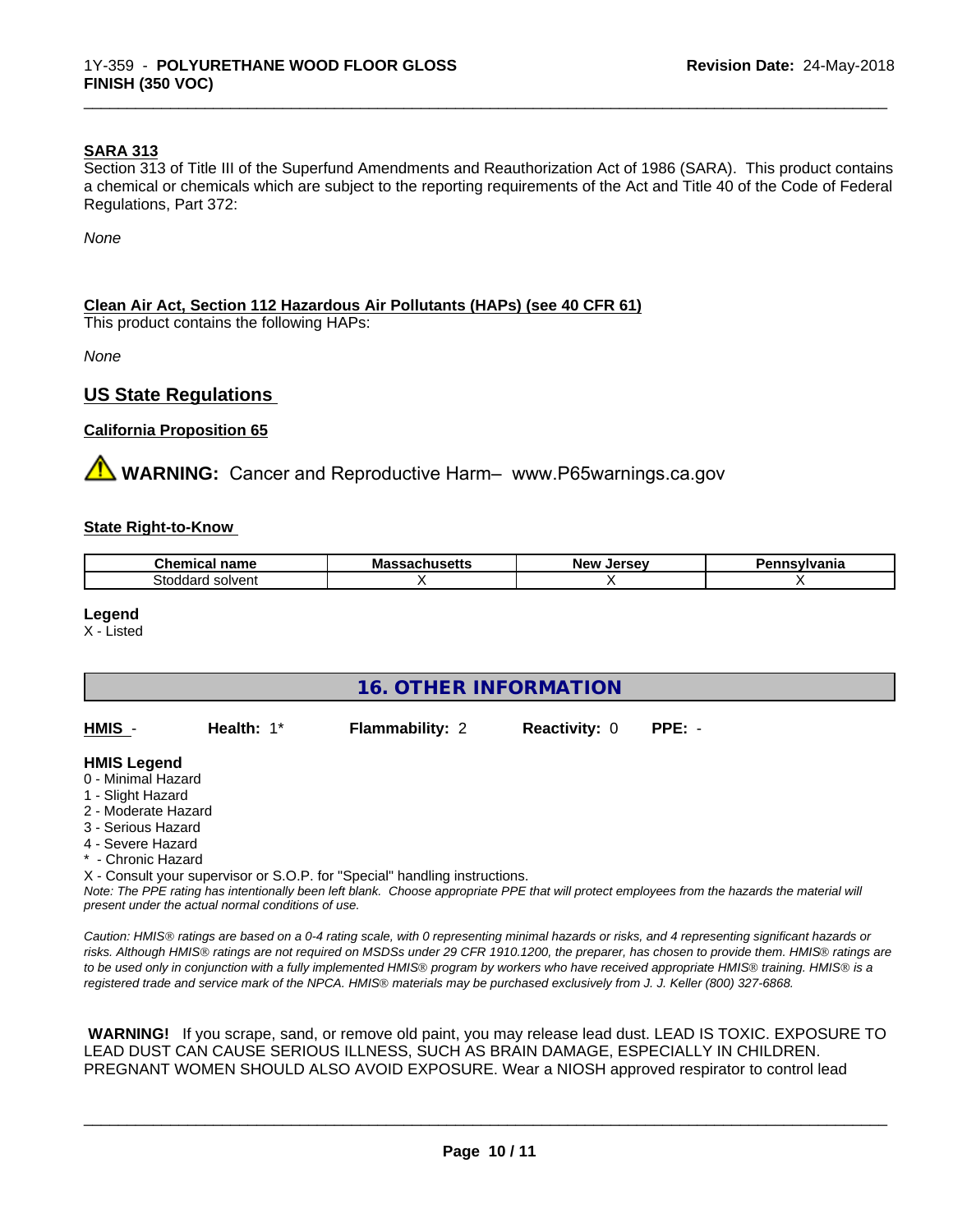#### SARA 313

Section 313 of Title III of the Superfund Amendments and Reauthorization Act of 1986 (SARA). This product contains a chemical or chemicals which are subject to the reporting requirements of the Act and Title 40 of the Code of Federal Regulations, Part 372:

*None*

#### Clean Air Act, Section 112 Hazardous Air Pollutants (HAPs) (see 40 CFR 61)

This product contains the following HAPs:

*None*

## US State Regulations

#### California Proposition 65

⚠ **WARNING:** Cancer and Reproductive Harm– www.P65warnings.ca.gov

#### State Right-to-Know

| Chemical name | Massachusetts | New Jersey | Pennsylvania |
|---|---|---|---|
| Stoddard solvent | X | X | X |

**Legend**
X - Listed

## 16. OTHER INFORMATION

**HMIS** - **Health:** 1* **Flammability:** 2 **Reactivity:** 0 **PPE:** -

**HMIS Legend**
0 - Minimal Hazard
1 - Slight Hazard
2 - Moderate Hazard
3 - Serious Hazard
4 - Severe Hazard
* - Chronic Hazard
X - Consult your supervisor or S.O.P. for "Special" handling instructions.

*Note: The PPE rating has intentionally been left blank. Choose appropriate PPE that will protect employees from the hazards the material will present under the actual normal conditions of use.*

*Caution: HMIS® ratings are based on a 0-4 rating scale, with 0 representing minimal hazards or risks, and 4 representing significant hazards or risks. Although HMIS® ratings are not required on MSDSs under 29 CFR 1910.1200, the preparer, has chosen to provide them. HMIS® ratings are to be used only in conjunction with a fully implemented HMIS® program by workers who have received appropriate HMIS® training. HMIS® is a registered trade and service mark of the NPCA. HMIS® materials may be purchased exclusively from J. J. Keller (800) 327-6868.*

**WARNING!** If you scrape, sand, or remove old paint, you may release lead dust. LEAD IS TOXIC. EXPOSURE TO LEAD DUST CAN CAUSE SERIOUS ILLNESS, SUCH AS BRAIN DAMAGE, ESPECIALLY IN CHILDREN. PREGNANT WOMEN SHOULD ALSO AVOID EXPOSURE. Wear a NIOSH approved respirator to control lead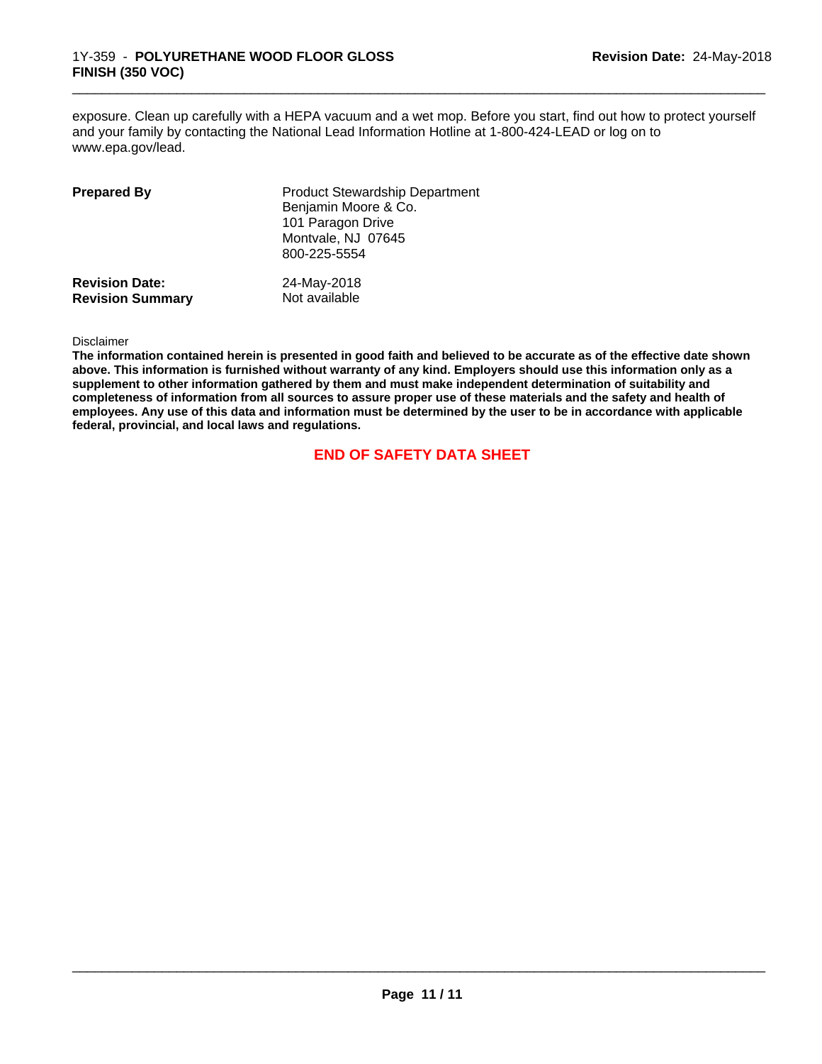exposure. Clean up carefully with a HEPA vacuum and a wet mop. Before you start, find out how to protect yourself and your family by contacting the National Lead Information Hotline at 1-800-424-LEAD or log on to www.epa.gov/lead.

| | |
|---|---|
| **Prepared By** | Product Stewardship Department<br>Benjamin Moore & Co.<br>101 Paragon Drive<br>Montvale, NJ 07645<br>800-225-5554 |
| **Revision Date:** | 24-May-2018 |
| **Revision Summary** | Not available |

Disclaimer

**The information contained herein is presented in good faith and believed to be accurate as of the effective date shown above. This information is furnished without warranty of any kind. Employers should use this information only as a supplement to other information gathered by them and must make independent determination of suitability and completeness of information from all sources to assure proper use of these materials and the safety and health of employees. Any use of this data and information must be determined by the user to be in accordance with applicable federal, provincial, and local laws and regulations.**

**END OF SAFETY DATA SHEET**